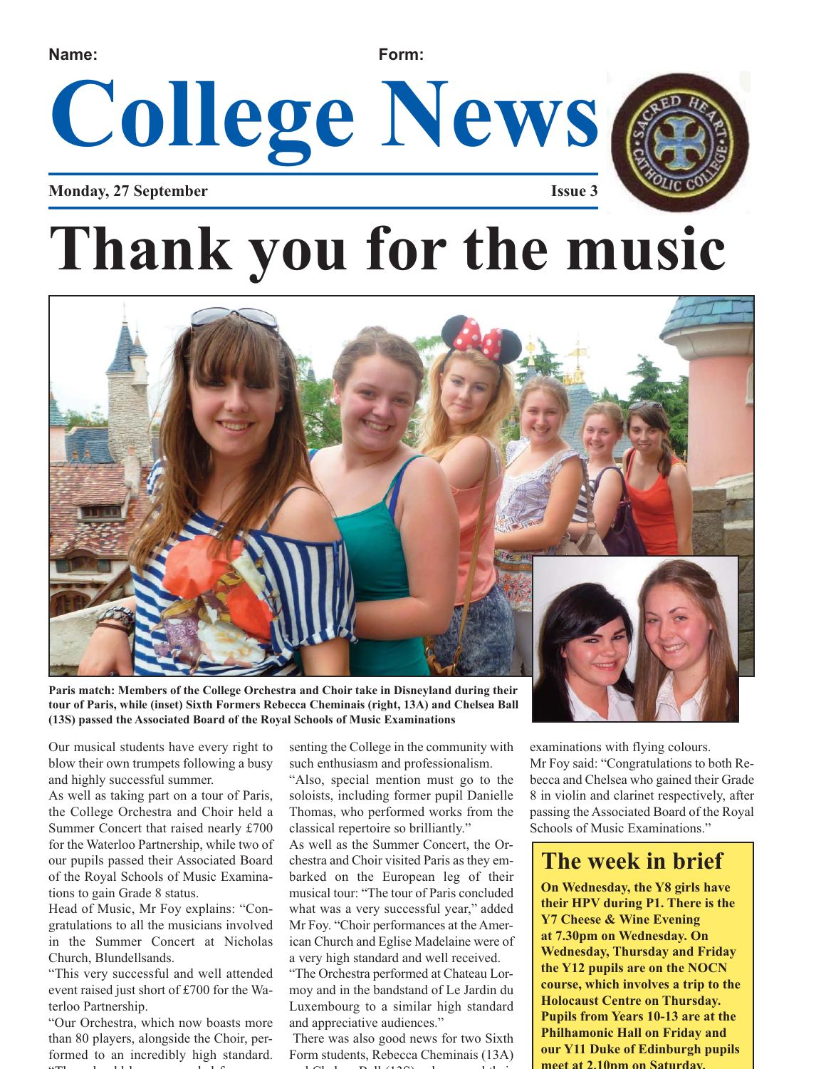Name: Form:

# College News

**Monday, 27 September** **Issue 3**

# Thank you for the music

**Paris match: Members of the College Orchestra and Choir take in Disneyland during their tour of Paris, while (inset) Sixth Formers Rebecca Cheminais (right, 13A) and Chelsea Ball (13S) passed the Associated Board of the Royal Schools of Music Examinations**

Our musical students have every right to blow their own trumpets following a busy and highly successful summer.

As well as taking part on a tour of Paris, the College Orchestra and Choir held a Summer Concert that raised nearly £700 for the Waterloo Partnership, while two of our pupils passed their Associated Board of the Royal Schools of Music Examinations to gain Grade 8 status.

Head of Music, Mr Foy explains: "Congratulations to all the musicians involved in the Summer Concert at Nicholas Church, Blundellsands.

"This very successful and well attended event raised just short of £700 for the Waterloo Partnership.

"Our Orchestra, which now boasts more than 80 players, alongside the Choir, performed to an incredibly high standard. "They should be commended for representing the College in the community with such enthusiasm and professionalism.

"Also, special mention must go to the soloists, including former pupil Danielle Thomas, who performed works from the classical repertoire so brilliantly."

As well as the Summer Concert, the Orchestra and Choir visited Paris as they embarked on the European leg of their musical tour: "The tour of Paris concluded what was a very successful year," added Mr Foy. "Choir performances at the American Church and Eglise Madelaine were of a very high standard and well received.

"The Orchestra performed at Chateau Lormoy and in the bandstand of Le Jardin du Luxembourg to a similar high standard and appreciative audiences."

There was also good news for two Sixth Form students, Rebecca Cheminais (13A) and Chelsea Ball (13S) who passed their examinations with flying colours.

Mr Foy said: "Congratulations to both Rebecca and Chelsea who gained their Grade 8 in violin and clarinet respectively, after passing the Associated Board of the Royal Schools of Music Examinations."

## The week in brief

**On Wednesday, the Y8 girls have their HPV during P1. There is the Y7 Cheese & Wine Evening at 7.30pm on Wednesday. On Wednesday, Thursday and Friday the Y12 pupils are on the NOCN course, which involves a trip to the Holocaust Centre on Thursday. Pupils from Years 10-13 are at the Philhamonic Hall on Friday and our Y11 Duke of Edinburgh pupils meet at 2.10pm on Saturday.**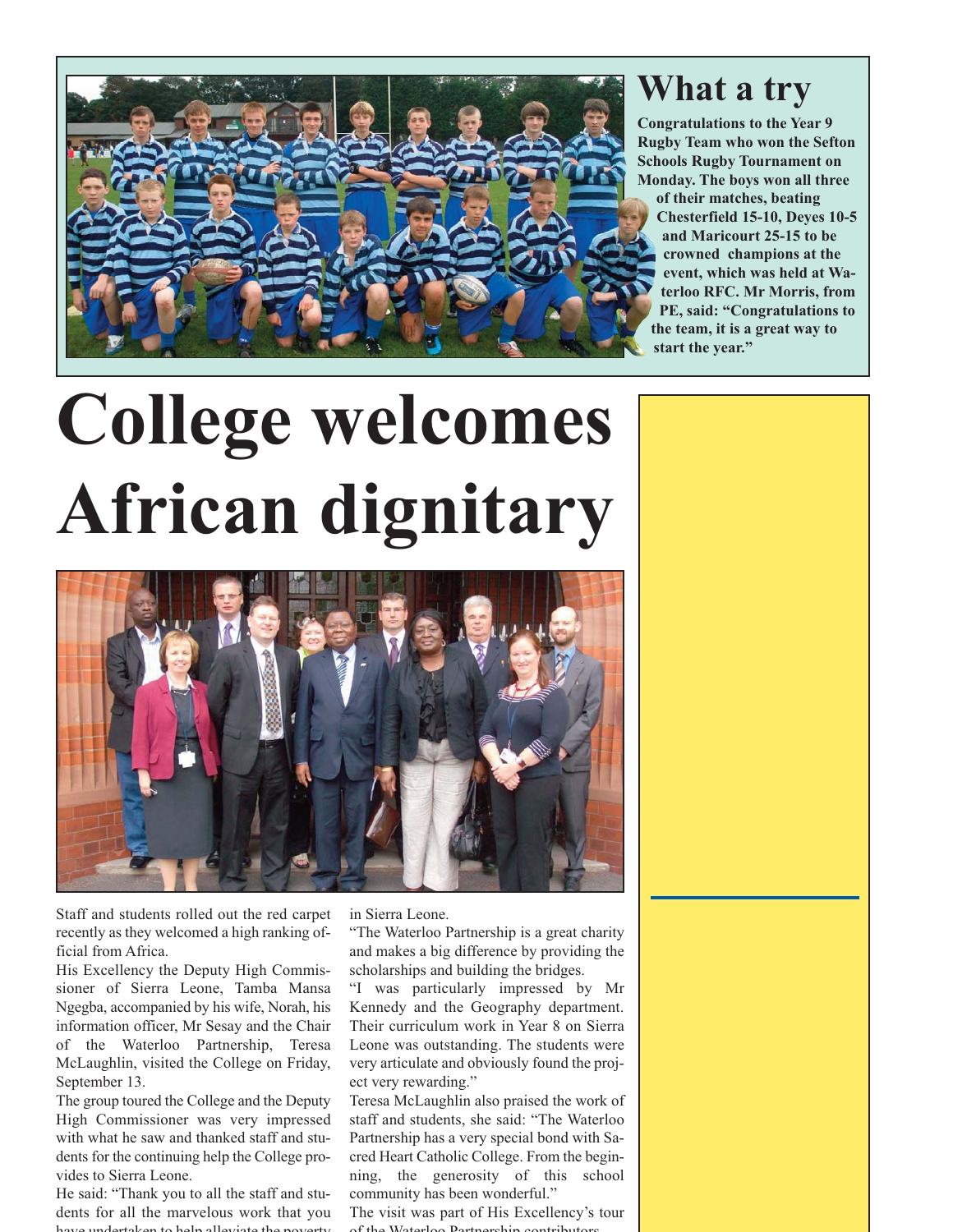## What a try

**Congratulations to the Year 9 Rugby Team who won the Sefton Schools Rugby Tournament on Monday. The boys won all three of their matches, beating Chesterfield 15-10, Deyes 10-5 and Maricourt 25-15 to be crowned champions at the event, which was held at Waterloo RFC. Mr Morris, from PE, said: "Congratulations to the team, it is a great way to start the year."**

# College welcomes African dignitary

Staff and students rolled out the red carpet recently as they welcomed a high ranking official from Africa.

His Excellency the Deputy High Commissioner of Sierra Leone, Tamba Mansa Ngegba, accompanied by his wife, Norah, his information officer, Mr Sesay and the Chair of the Waterloo Partnership, Teresa McLaughlin, visited the College on Friday, September 13.

The group toured the College and the Deputy High Commissioner was very impressed with what he saw and thanked staff and students for the continuing help the College provides to Sierra Leone.

He said: "Thank you to all the staff and students for all the marvelous work that you have undertaken to help alleviate the poverty in Sierra Leone.

"The Waterloo Partnership is a great charity and makes a big difference by providing the scholarships and building the bridges.

"I was particularly impressed by Mr Kennedy and the Geography department. Their curriculum work in Year 8 on Sierra Leone was outstanding. The students were very articulate and obviously found the project very rewarding."

Teresa McLaughlin also praised the work of staff and students, she said: "The Waterloo Partnership has a very special bond with Sacred Heart Catholic College. From the beginning, the generosity of this school community has been wonderful."

The visit was part of His Excellency's tour of the Waterloo Partnership contributors.